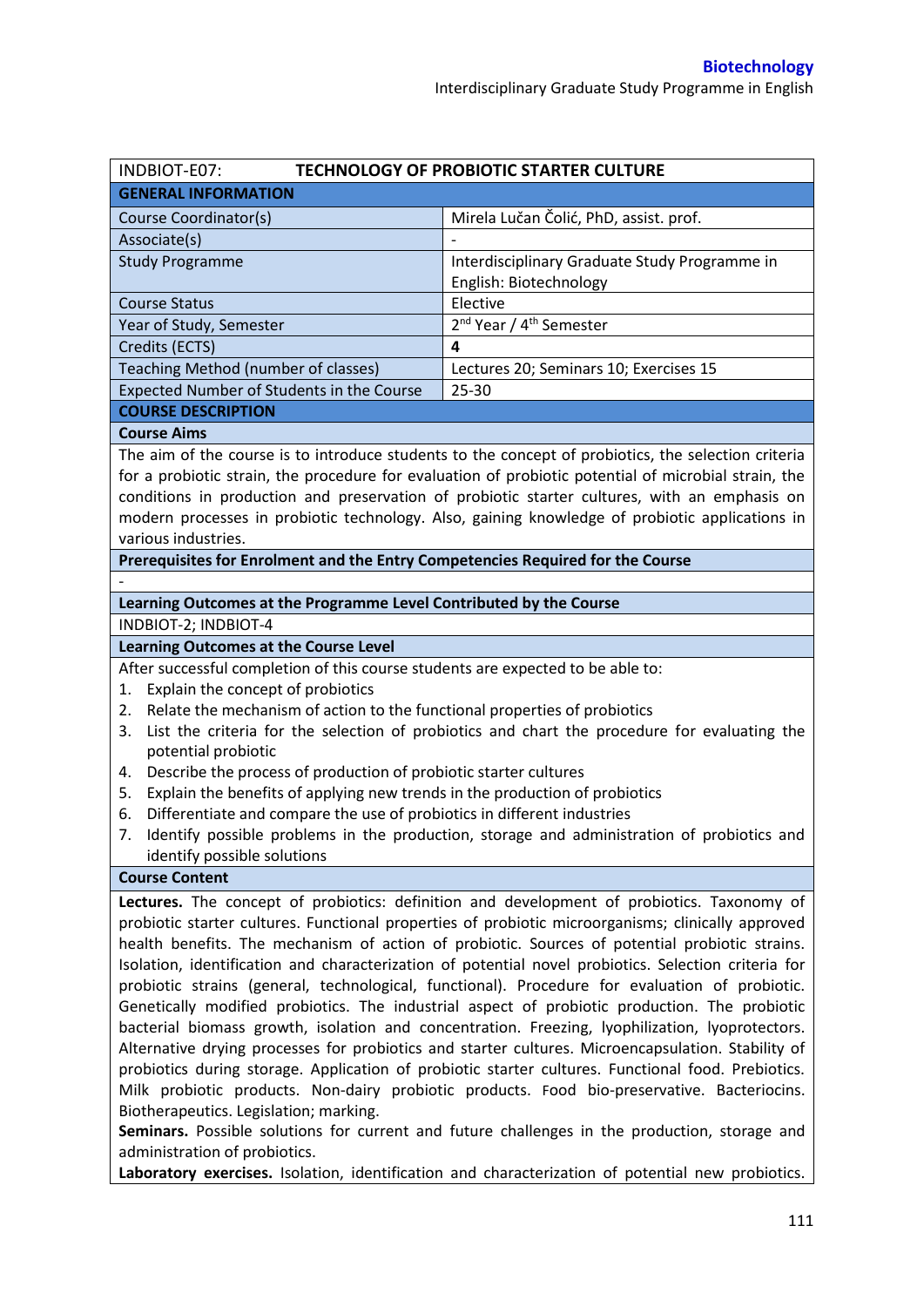| INDBIOT-E07: | **TECHNOLOGY OF PROBIOTIC STARTER CULTURE** |
|---|---|
| **GENERAL INFORMATION** | |
| Course Coordinator(s) | Mirela Lučan Čolić, PhD, assist. prof. |
| Associate(s) | - |
| Study Programme | Interdisciplinary Graduate Study Programme in English: Biotechnology |
| Course Status | Elective |
| Year of Study, Semester | 2nd Year / 4th Semester |
| Credits (ECTS) | **4** |
| Teaching Method (number of classes) | Lectures 20; Seminars 10; Exercises 15 |
| Expected Number of Students in the Course | 25-30 |

**COURSE DESCRIPTION**

**Course Aims**

The aim of the course is to introduce students to the concept of probiotics, the selection criteria for a probiotic strain, the procedure for evaluation of probiotic potential of microbial strain, the conditions in production and preservation of probiotic starter cultures, with an emphasis on modern processes in probiotic technology. Also, gaining knowledge of probiotic applications in various industries.

**Prerequisites for Enrolment and the Entry Competencies Required for the Course**

-

**Learning Outcomes at the Programme Level Contributed by the Course**

INDBIOT-2; INDBIOT-4

**Learning Outcomes at the Course Level**

After successful completion of this course students are expected to be able to:

1. Explain the concept of probiotics
2. Relate the mechanism of action to the functional properties of probiotics
3. List the criteria for the selection of probiotics and chart the procedure for evaluating the potential probiotic
4. Describe the process of production of probiotic starter cultures
5. Explain the benefits of applying new trends in the production of probiotics
6. Differentiate and compare the use of probiotics in different industries
7. Identify possible problems in the production, storage and administration of probiotics and identify possible solutions

**Course Content**

**Lectures.** The concept of probiotics: definition and development of probiotics. Taxonomy of probiotic starter cultures. Functional properties of probiotic microorganisms; clinically approved health benefits. The mechanism of action of probiotic. Sources of potential probiotic strains. Isolation, identification and characterization of potential novel probiotics. Selection criteria for probiotic strains (general, technological, functional). Procedure for evaluation of probiotic. Genetically modified probiotics. The industrial aspect of probiotic production. The probiotic bacterial biomass growth, isolation and concentration. Freezing, lyophilization, lyoprotectors. Alternative drying processes for probiotics and starter cultures. Microencapsulation. Stability of probiotics during storage. Application of probiotic starter cultures. Functional food. Prebiotics. Milk probiotic products. Non-dairy probiotic products. Food bio-preservative. Bacteriocins. Biotherapeutics. Legislation; marking.

**Seminars.** Possible solutions for current and future challenges in the production, storage and administration of probiotics.

**Laboratory exercises.** Isolation, identification and characterization of potential new probiotics.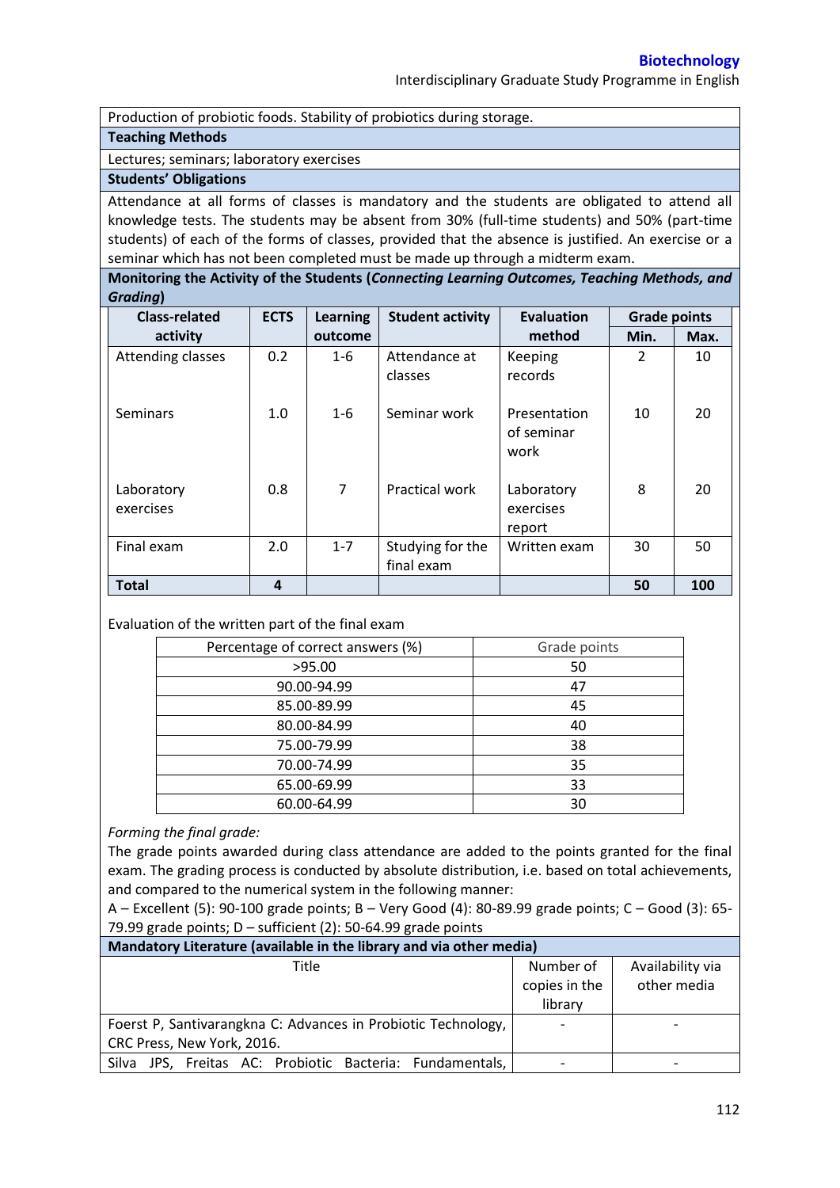Production of probiotic foods. Stability of probiotics during storage.

**Teaching Methods**

Lectures; seminars; laboratory exercises

**Students' Obligations**

Attendance at all forms of classes is mandatory and the students are obligated to attend all knowledge tests. The students may be absent from 30% (full-time students) and 50% (part-time students) of each of the forms of classes, provided that the absence is justified. An exercise or a seminar which has not been completed must be made up through a midterm exam.

**Monitoring the Activity of the Students (*Connecting Learning Outcomes, Teaching Methods, and Grading*)**

| Class-related activity | ECTS | Learning outcome | Student activity | Evaluation method | Grade points | |
|---|---|---|---|---|---|---|
| | | | | | Min. | Max. |
| Attending classes | 0.2 | 1-6 | Attendance at classes | Keeping records | 2 | 10 |
| Seminars | 1.0 | 1-6 | Seminar work | Presentation of seminar work | 10 | 20 |
| Laboratory exercises | 0.8 | 7 | Practical work | Laboratory exercises report | 8 | 20 |
| Final exam | 2.0 | 1-7 | Studying for the final exam | Written exam | 30 | 50 |
| **Total** | **4** | | | | **50** | **100** |

Evaluation of the written part of the final exam

| Percentage of correct answers (%) | Grade points |
|---|---|
| >95.00 | 50 |
| 90.00-94.99 | 47 |
| 85.00-89.99 | 45 |
| 80.00-84.99 | 40 |
| 75.00-79.99 | 38 |
| 70.00-74.99 | 35 |
| 65.00-69.99 | 33 |
| 60.00-64.99 | 30 |

*Forming the final grade:*

The grade points awarded during class attendance are added to the points granted for the final exam. The grading process is conducted by absolute distribution, i.e. based on total achievements, and compared to the numerical system in the following manner:

A – Excellent (5): 90-100 grade points; B – Very Good (4): 80-89.99 grade points; C – Good (3): 65-79.99 grade points; D – sufficient (2): 50-64.99 grade points

**Mandatory Literature (available in the library and via other media)**

| Title | Number of copies in the library | Availability via other media |
|---|---|---|
| Foerst P, Santivarangkna C: Advances in Probiotic Technology, CRC Press, New York, 2016. | - | - |
| Silva JPS, Freitas AC: Probiotic Bacteria: Fundamentals, | - | - |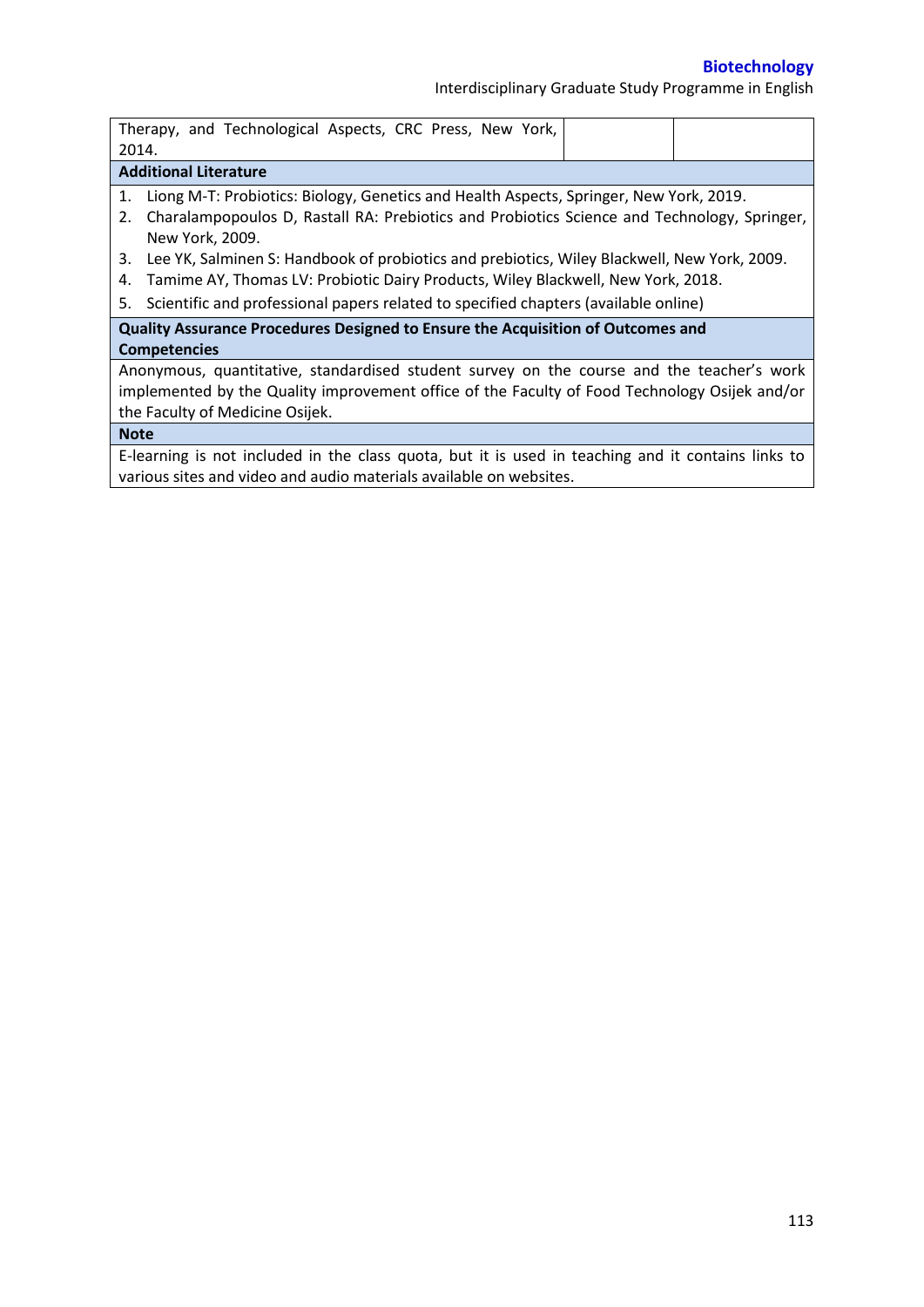| | | |
|---|---|---|
| Therapy, and Technological Aspects, CRC Press, New York, 2014. | | |

**Additional Literature**

1. Liong M-T: Probiotics: Biology, Genetics and Health Aspects, Springer, New York, 2019.
2. Charalampopoulos D, Rastall RA: Prebiotics and Probiotics Science and Technology, Springer, New York, 2009.
3. Lee YK, Salminen S: Handbook of probiotics and prebiotics, Wiley Blackwell, New York, 2009.
4. Tamime AY, Thomas LV: Probiotic Dairy Products, Wiley Blackwell, New York, 2018.
5. Scientific and professional papers related to specified chapters (available online)

**Quality Assurance Procedures Designed to Ensure the Acquisition of Outcomes and Competencies**

Anonymous, quantitative, standardised student survey on the course and the teacher's work implemented by the Quality improvement office of the Faculty of Food Technology Osijek and/or the Faculty of Medicine Osijek.

**Note**

E-learning is not included in the class quota, but it is used in teaching and it contains links to various sites and video and audio materials available on websites.